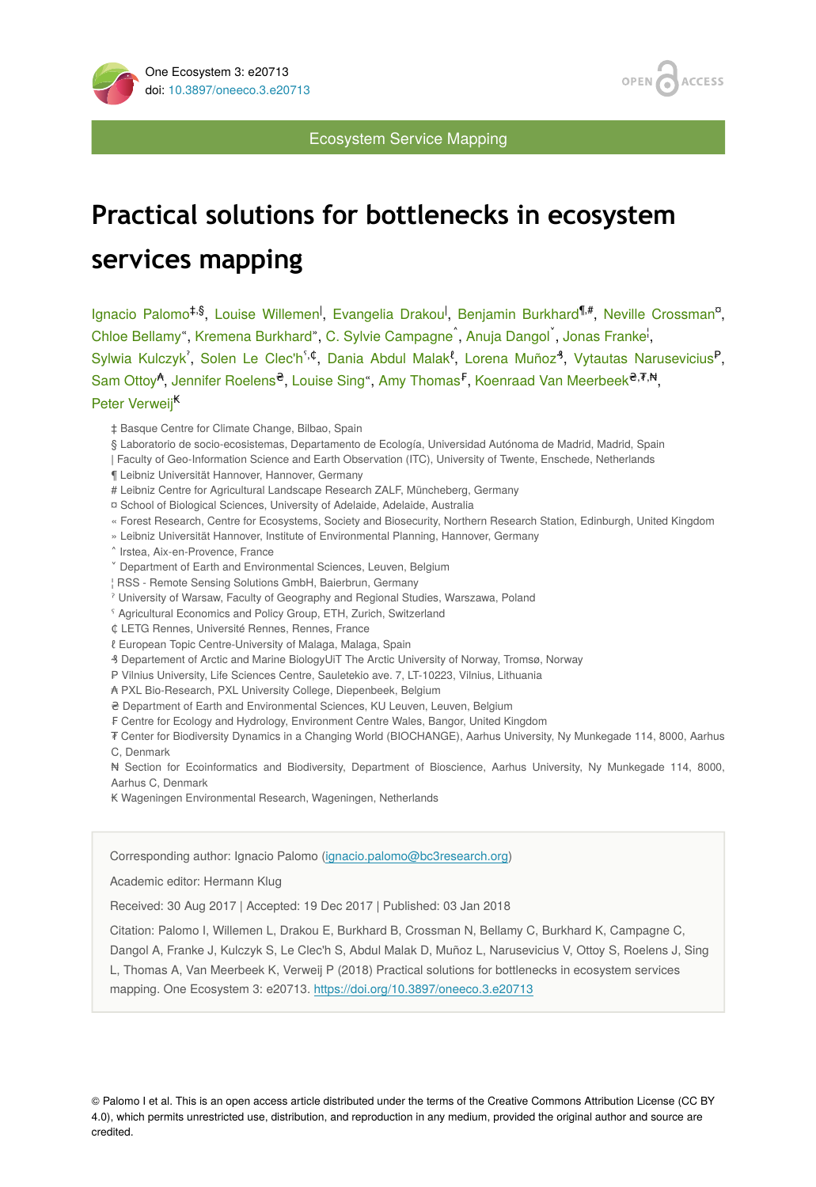Ecosystem Service Mapping

# Practical solutions for bottlenecks in ecosystem services mapping

Ignacio Palomo[‡,§], Louise Willemen[|], Evangelia Drakou[|], Benjamin Burkhard[¶,#], Neville Crossman[¤], Chloe Bellamy[«], Kremena Burkhard[»], C. Sylvie Campagne[˄], Anuja Dangol[˅], Jonas Franke[¦], Sylwia Kulczyk[ˀ], Solen Le Clec'h[ˁ,₵], Dania Abdul Malak[ℓ], Lorena Muñoz[₰], Vytautas Narusevicius[₱], Sam Ottoy[₳], Jennifer Roelens[₴], Louise Sing[«], Amy Thomas[₣], Koenraad Van Meerbeek[₴,₮,₦], Peter Verweij[₭]

‡ Basque Centre for Climate Change, Bilbao, Spain
§ Laboratorio de socio-ecosistemas, Departamento de Ecología, Universidad Autónoma de Madrid, Madrid, Spain
| Faculty of Geo-Information Science and Earth Observation (ITC), University of Twente, Enschede, Netherlands
¶ Leibniz Universität Hannover, Hannover, Germany
\# Leibniz Centre for Agricultural Landscape Research ZALF, Müncheberg, Germany
¤ School of Biological Sciences, University of Adelaide, Adelaide, Australia
« Forest Research, Centre for Ecosystems, Society and Biosecurity, Northern Research Station, Edinburgh, United Kingdom
» Leibniz Universität Hannover, Institute of Environmental Planning, Hannover, Germany
˄ Irstea, Aix-en-Provence, France
˅ Department of Earth and Environmental Sciences, Leuven, Belgium
¦ RSS - Remote Sensing Solutions GmbH, Baierbrun, Germany
ˀ University of Warsaw, Faculty of Geography and Regional Studies, Warszawa, Poland
ˁ Agricultural Economics and Policy Group, ETH, Zurich, Switzerland
₵ LETG Rennes, Université Rennes, Rennes, France
ℓ European Topic Centre-University of Malaga, Malaga, Spain
₰ Departement of Arctic and Marine BiologyUiT The Arctic University of Norway, Tromsø, Norway
₱ Vilnius University, Life Sciences Centre, Sauletekio ave. 7, LT-10223, Vilnius, Lithuania
₳ PXL Bio-Research, PXL University College, Diepenbeek, Belgium
₴ Department of Earth and Environmental Sciences, KU Leuven, Leuven, Belgium
₣ Centre for Ecology and Hydrology, Environment Centre Wales, Bangor, United Kingdom
₮ Center for Biodiversity Dynamics in a Changing World (BIOCHANGE), Aarhus University, Ny Munkegade 114, 8000, Aarhus C, Denmark
₦ Section for Ecoinformatics and Biodiversity, Department of Bioscience, Aarhus University, Ny Munkegade 114, 8000, Aarhus C, Denmark
₭ Wageningen Environmental Research, Wageningen, Netherlands

Corresponding author: Ignacio Palomo (ignacio.palomo@bc3research.org)

Academic editor: Hermann Klug

Received: 30 Aug 2017 | Accepted: 19 Dec 2017 | Published: 03 Jan 2018

Citation: Palomo I, Willemen L, Drakou E, Burkhard B, Crossman N, Bellamy C, Burkhard K, Campagne C, Dangol A, Franke J, Kulczyk S, Le Clec'h S, Abdul Malak D, Muñoz L, Narusevicius V, Ottoy S, Roelens J, Sing L, Thomas A, Van Meerbeek K, Verweij P (2018) Practical solutions for bottlenecks in ecosystem services mapping. One Ecosystem 3: e20713. https://doi.org/10.3897/oneeco.3.e20713

© Palomo I et al. This is an open access article distributed under the terms of the Creative Commons Attribution License (CC BY 4.0), which permits unrestricted use, distribution, and reproduction in any medium, provided the original author and source are credited.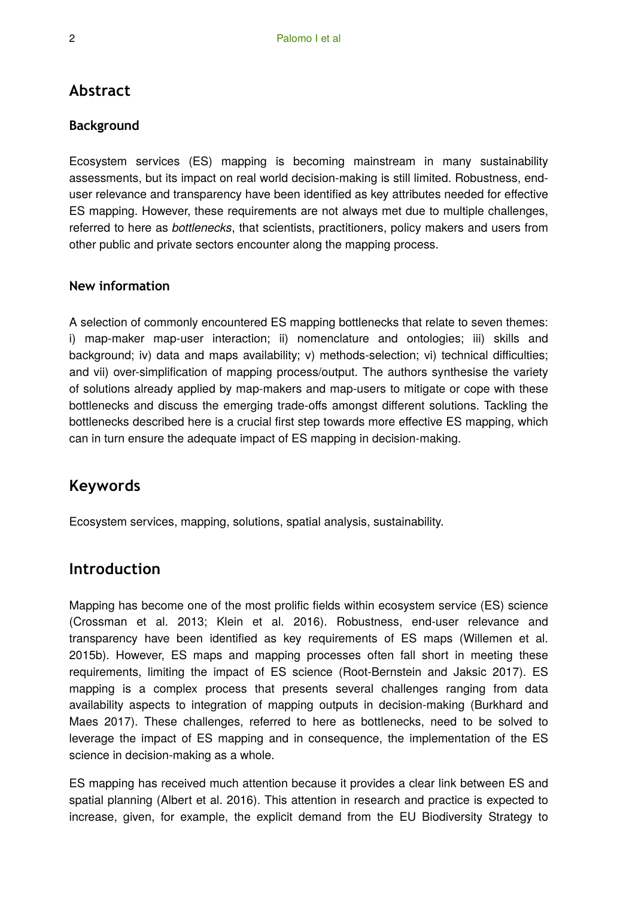## Abstract

### Background

Ecosystem services (ES) mapping is becoming mainstream in many sustainability assessments, but its impact on real world decision-making is still limited. Robustness, end-user relevance and transparency have been identified as key attributes needed for effective ES mapping. However, these requirements are not always met due to multiple challenges, referred to here as *bottlenecks*, that scientists, practitioners, policy makers and users from other public and private sectors encounter along the mapping process.

### New information

A selection of commonly encountered ES mapping bottlenecks that relate to seven themes: i) map-maker map-user interaction; ii) nomenclature and ontologies; iii) skills and background; iv) data and maps availability; v) methods-selection; vi) technical difficulties; and vii) over-simplification of mapping process/output. The authors synthesise the variety of solutions already applied by map-makers and map-users to mitigate or cope with these bottlenecks and discuss the emerging trade-offs amongst different solutions. Tackling the bottlenecks described here is a crucial first step towards more effective ES mapping, which can in turn ensure the adequate impact of ES mapping in decision-making.

## Keywords

Ecosystem services, mapping, solutions, spatial analysis, sustainability.

## Introduction

Mapping has become one of the most prolific fields within ecosystem service (ES) science (Crossman et al. 2013; Klein et al. 2016). Robustness, end-user relevance and transparency have been identified as key requirements of ES maps (Willemen et al. 2015b). However, ES maps and mapping processes often fall short in meeting these requirements, limiting the impact of ES science (Root-Bernstein and Jaksic 2017). ES mapping is a complex process that presents several challenges ranging from data availability aspects to integration of mapping outputs in decision-making (Burkhard and Maes 2017). These challenges, referred to here as bottlenecks, need to be solved to leverage the impact of ES mapping and in consequence, the implementation of the ES science in decision-making as a whole.

ES mapping has received much attention because it provides a clear link between ES and spatial planning (Albert et al. 2016). This attention in research and practice is expected to increase, given, for example, the explicit demand from the EU Biodiversity Strategy to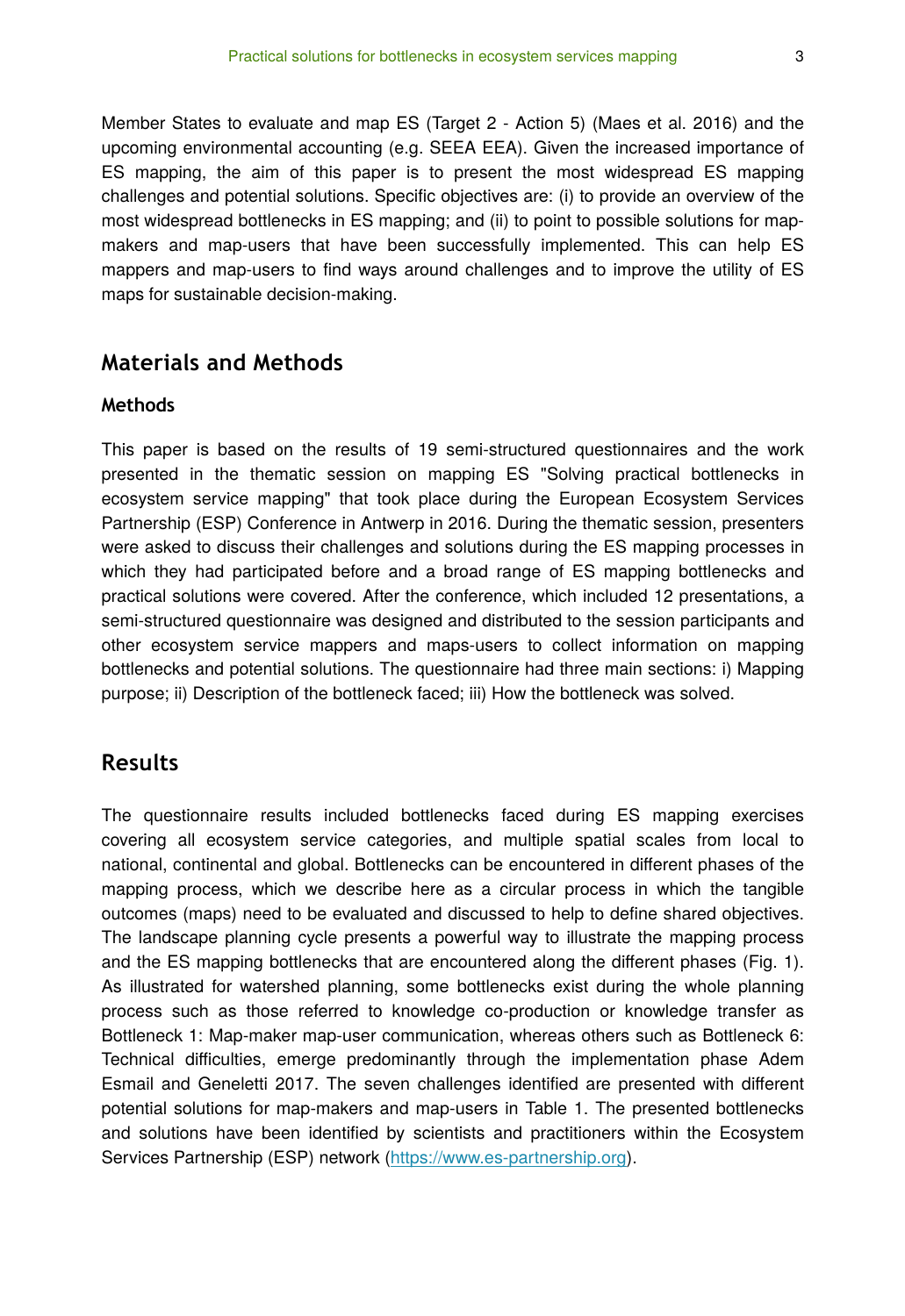Member States to evaluate and map ES (Target 2 - Action 5) (Maes et al. 2016) and the upcoming environmental accounting (e.g. SEEA EEA). Given the increased importance of ES mapping, the aim of this paper is to present the most widespread ES mapping challenges and potential solutions. Specific objectives are: (i) to provide an overview of the most widespread bottlenecks in ES mapping; and (ii) to point to possible solutions for map-makers and map-users that have been successfully implemented. This can help ES mappers and map-users to find ways around challenges and to improve the utility of ES maps for sustainable decision-making.

## Materials and Methods

### Methods

This paper is based on the results of 19 semi-structured questionnaires and the work presented in the thematic session on mapping ES "Solving practical bottlenecks in ecosystem service mapping" that took place during the European Ecosystem Services Partnership (ESP) Conference in Antwerp in 2016. During the thematic session, presenters were asked to discuss their challenges and solutions during the ES mapping processes in which they had participated before and a broad range of ES mapping bottlenecks and practical solutions were covered. After the conference, which included 12 presentations, a semi-structured questionnaire was designed and distributed to the session participants and other ecosystem service mappers and maps-users to collect information on mapping bottlenecks and potential solutions. The questionnaire had three main sections: i) Mapping purpose; ii) Description of the bottleneck faced; iii) How the bottleneck was solved.

## Results

The questionnaire results included bottlenecks faced during ES mapping exercises covering all ecosystem service categories, and multiple spatial scales from local to national, continental and global. Bottlenecks can be encountered in different phases of the mapping process, which we describe here as a circular process in which the tangible outcomes (maps) need to be evaluated and discussed to help to define shared objectives. The landscape planning cycle presents a powerful way to illustrate the mapping process and the ES mapping bottlenecks that are encountered along the different phases (Fig. 1). As illustrated for watershed planning, some bottlenecks exist during the whole planning process such as those referred to knowledge co-production or knowledge transfer as Bottleneck 1: Map-maker map-user communication, whereas others such as Bottleneck 6: Technical difficulties, emerge predominantly through the implementation phase Adem Esmail and Geneletti 2017. The seven challenges identified are presented with different potential solutions for map-makers and map-users in Table 1. The presented bottlenecks and solutions have been identified by scientists and practitioners within the Ecosystem Services Partnership (ESP) network (https://www.es-partnership.org).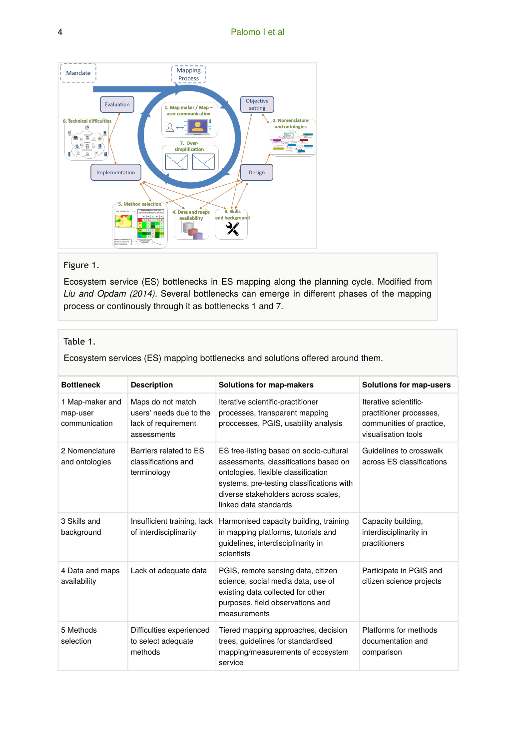Figure 1.

Ecosystem service (ES) bottlenecks in ES mapping along the planning cycle. Modified from *Liu and Opdam (2014).* Several bottlenecks can emerge in different phases of the mapping process or continously through it as bottlenecks 1 and 7.

Table 1.

Ecosystem services (ES) mapping bottlenecks and solutions offered around them.

| Bottleneck | Description | Solutions for map-makers | Solutions for map-users |
|---|---|---|---|
| 1 Map-maker and map-user communication | Maps do not match users' needs due to the lack of requirement assessments | Iterative scientific-practitioner processes, transparent mapping proccesses, PGIS, usability analysis | Iterative scientific-practitioner processes, communities of practice, visualisation tools |
| 2 Nomenclature and ontologies | Barriers related to ES classifications and terminology | ES free-listing based on socio-cultural assessments, classifications based on ontologies, flexible classification systems, pre-testing classifications with diverse stakeholders across scales, linked data standards | Guidelines to crosswalk across ES classifications |
| 3 Skills and background | Insufficient training, lack of interdisciplinarity | Harmonised capacity building, training in mapping platforms, tutorials and guidelines, interdisciplinarity in scientists | Capacity building, interdisciplinarity in practitioners |
| 4 Data and maps availability | Lack of adequate data | PGIS, remote sensing data, citizen science, social media data, use of existing data collected for other purposes, field observations and measurements | Participate in PGIS and citizen science projects |
| 5 Methods selection | Difficulties experienced to select adequate methods | Tiered mapping approaches, decision trees, guidelines for standardised mapping/measurements of ecosystem service | Platforms for methods documentation and comparison |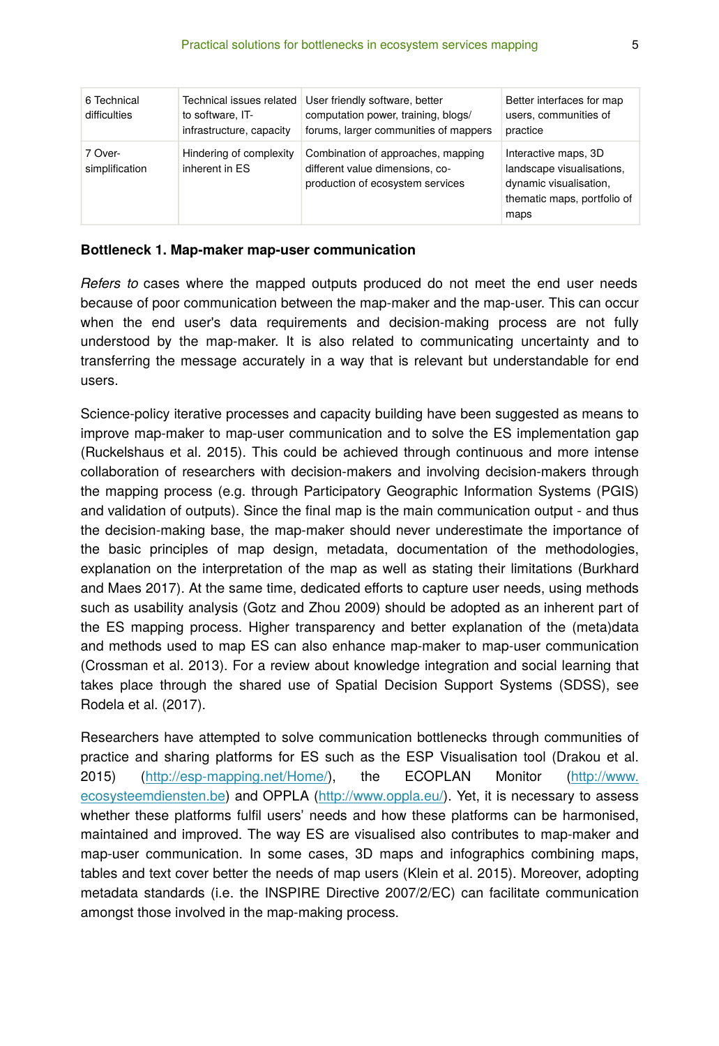| 6 Technical difficulties | Technical issues related to software, IT-infrastructure, capacity | User friendly software, better computation power, training, blogs/ forums, larger communities of mappers | Better interfaces for map users, communities of practice |
|---|---|---|---|
| 7 Over-simplification | Hindering of complexity inherent in ES | Combination of approaches, mapping different value dimensions, co-production of ecosystem services | Interactive maps, 3D landscape visualisations, dynamic visualisation, thematic maps, portfolio of maps |

**Bottleneck 1. Map-maker map-user communication**

*Refers to* cases where the mapped outputs produced do not meet the end user needs because of poor communication between the map-maker and the map-user. This can occur when the end user's data requirements and decision-making process are not fully understood by the map-maker. It is also related to communicating uncertainty and to transferring the message accurately in a way that is relevant but understandable for end users.

Science-policy iterative processes and capacity building have been suggested as means to improve map-maker to map-user communication and to solve the ES implementation gap (Ruckelshaus et al. 2015). This could be achieved through continuous and more intense collaboration of researchers with decision-makers and involving decision-makers through the mapping process (e.g. through Participatory Geographic Information Systems (PGIS) and validation of outputs). Since the final map is the main communication output - and thus the decision-making base, the map-maker should never underestimate the importance of the basic principles of map design, metadata, documentation of the methodologies, explanation on the interpretation of the map as well as stating their limitations (Burkhard and Maes 2017). At the same time, dedicated efforts to capture user needs, using methods such as usability analysis (Gotz and Zhou 2009) should be adopted as an inherent part of the ES mapping process. Higher transparency and better explanation of the (meta)data and methods used to map ES can also enhance map-maker to map-user communication (Crossman et al. 2013). For a review about knowledge integration and social learning that takes place through the shared use of Spatial Decision Support Systems (SDSS), see Rodela et al. (2017).

Researchers have attempted to solve communication bottlenecks through communities of practice and sharing platforms for ES such as the ESP Visualisation tool (Drakou et al. 2015) (http://esp-mapping.net/Home/), the ECOPLAN Monitor (http://www.ecosysteemdiensten.be) and OPPLA (http://www.oppla.eu/). Yet, it is necessary to assess whether these platforms fulfil users' needs and how these platforms can be harmonised, maintained and improved. The way ES are visualised also contributes to map-maker and map-user communication. In some cases, 3D maps and infographics combining maps, tables and text cover better the needs of map users (Klein et al. 2015). Moreover, adopting metadata standards (i.e. the INSPIRE Directive 2007/2/EC) can facilitate communication amongst those involved in the map-making process.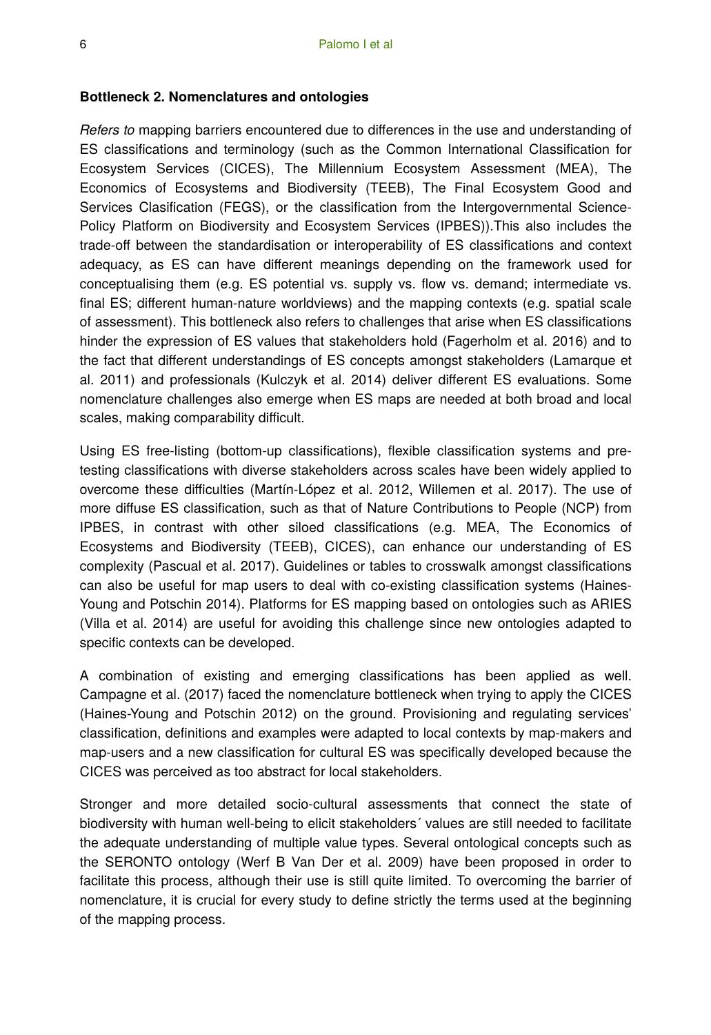**Bottleneck 2. Nomenclatures and ontologies**

*Refers to* mapping barriers encountered due to differences in the use and understanding of ES classifications and terminology (such as the Common International Classification for Ecosystem Services (CICES), The Millennium Ecosystem Assessment (MEA), The Economics of Ecosystems and Biodiversity (TEEB), The Final Ecosystem Good and Services Clasification (FEGS), or the classification from the Intergovernmental Science-Policy Platform on Biodiversity and Ecosystem Services (IPBES)).This also includes the trade-off between the standardisation or interoperability of ES classifications and context adequacy, as ES can have different meanings depending on the framework used for conceptualising them (e.g. ES potential vs. supply vs. flow vs. demand; intermediate vs. final ES; different human-nature worldviews) and the mapping contexts (e.g. spatial scale of assessment). This bottleneck also refers to challenges that arise when ES classifications hinder the expression of ES values that stakeholders hold (Fagerholm et al. 2016) and to the fact that different understandings of ES concepts amongst stakeholders (Lamarque et al. 2011) and professionals (Kulczyk et al. 2014) deliver different ES evaluations. Some nomenclature challenges also emerge when ES maps are needed at both broad and local scales, making comparability difficult.

Using ES free-listing (bottom-up classifications), flexible classification systems and pre-testing classifications with diverse stakeholders across scales have been widely applied to overcome these difficulties (Martín-López et al. 2012, Willemen et al. 2017). The use of more diffuse ES classification, such as that of Nature Contributions to People (NCP) from IPBES, in contrast with other siloed classifications (e.g. MEA, The Economics of Ecosystems and Biodiversity (TEEB), CICES), can enhance our understanding of ES complexity (Pascual et al. 2017). Guidelines or tables to crosswalk amongst classifications can also be useful for map users to deal with co-existing classification systems (Haines-Young and Potschin 2014). Platforms for ES mapping based on ontologies such as ARIES (Villa et al. 2014) are useful for avoiding this challenge since new ontologies adapted to specific contexts can be developed.

A combination of existing and emerging classifications has been applied as well. Campagne et al. (2017) faced the nomenclature bottleneck when trying to apply the CICES (Haines-Young and Potschin 2012) on the ground. Provisioning and regulating services' classification, definitions and examples were adapted to local contexts by map-makers and map-users and a new classification for cultural ES was specifically developed because the CICES was perceived as too abstract for local stakeholders.

Stronger and more detailed socio-cultural assessments that connect the state of biodiversity with human well-being to elicit stakeholders´ values are still needed to facilitate the adequate understanding of multiple value types. Several ontological concepts such as the SERONTO ontology (Werf B Van Der et al. 2009) have been proposed in order to facilitate this process, although their use is still quite limited. To overcoming the barrier of nomenclature, it is crucial for every study to define strictly the terms used at the beginning of the mapping process.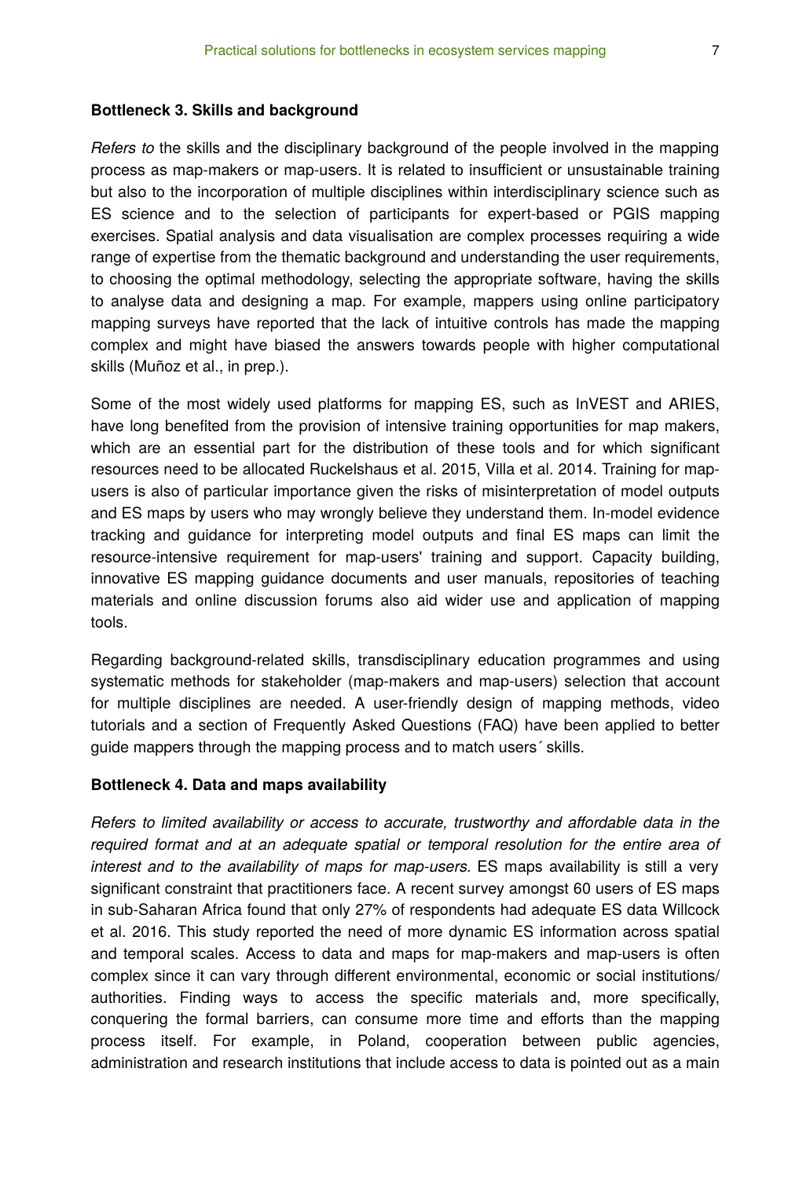**Bottleneck 3. Skills and background**

*Refers to* the skills and the disciplinary background of the people involved in the mapping process as map-makers or map-users. It is related to insufficient or unsustainable training but also to the incorporation of multiple disciplines within interdisciplinary science such as ES science and to the selection of participants for expert-based or PGIS mapping exercises. Spatial analysis and data visualisation are complex processes requiring a wide range of expertise from the thematic background and understanding the user requirements, to choosing the optimal methodology, selecting the appropriate software, having the skills to analyse data and designing a map. For example, mappers using online participatory mapping surveys have reported that the lack of intuitive controls has made the mapping complex and might have biased the answers towards people with higher computational skills (Muñoz et al., in prep.).

Some of the most widely used platforms for mapping ES, such as InVEST and ARIES, have long benefited from the provision of intensive training opportunities for map makers, which are an essential part for the distribution of these tools and for which significant resources need to be allocated Ruckelshaus et al. 2015, Villa et al. 2014. Training for map-users is also of particular importance given the risks of misinterpretation of model outputs and ES maps by users who may wrongly believe they understand them. In-model evidence tracking and guidance for interpreting model outputs and final ES maps can limit the resource-intensive requirement for map-users' training and support. Capacity building, innovative ES mapping guidance documents and user manuals, repositories of teaching materials and online discussion forums also aid wider use and application of mapping tools.

Regarding background-related skills, transdisciplinary education programmes and using systematic methods for stakeholder (map-makers and map-users) selection that account for multiple disciplines are needed. A user-friendly design of mapping methods, video tutorials and a section of Frequently Asked Questions (FAQ) have been applied to better guide mappers through the mapping process and to match users´ skills.

**Bottleneck 4. Data and maps availability**

*Refers to limited availability or access to accurate, trustworthy and affordable data in the required format and at an adequate spatial or temporal resolution for the entire area of interest and to the availability of maps for map-users.* ES maps availability is still a very significant constraint that practitioners face. A recent survey amongst 60 users of ES maps in sub-Saharan Africa found that only 27% of respondents had adequate ES data Willcock et al. 2016. This study reported the need of more dynamic ES information across spatial and temporal scales. Access to data and maps for map-makers and map-users is often complex since it can vary through different environmental, economic or social institutions/ authorities. Finding ways to access the specific materials and, more specifically, conquering the formal barriers, can consume more time and efforts than the mapping process itself. For example, in Poland, cooperation between public agencies, administration and research institutions that include access to data is pointed out as a main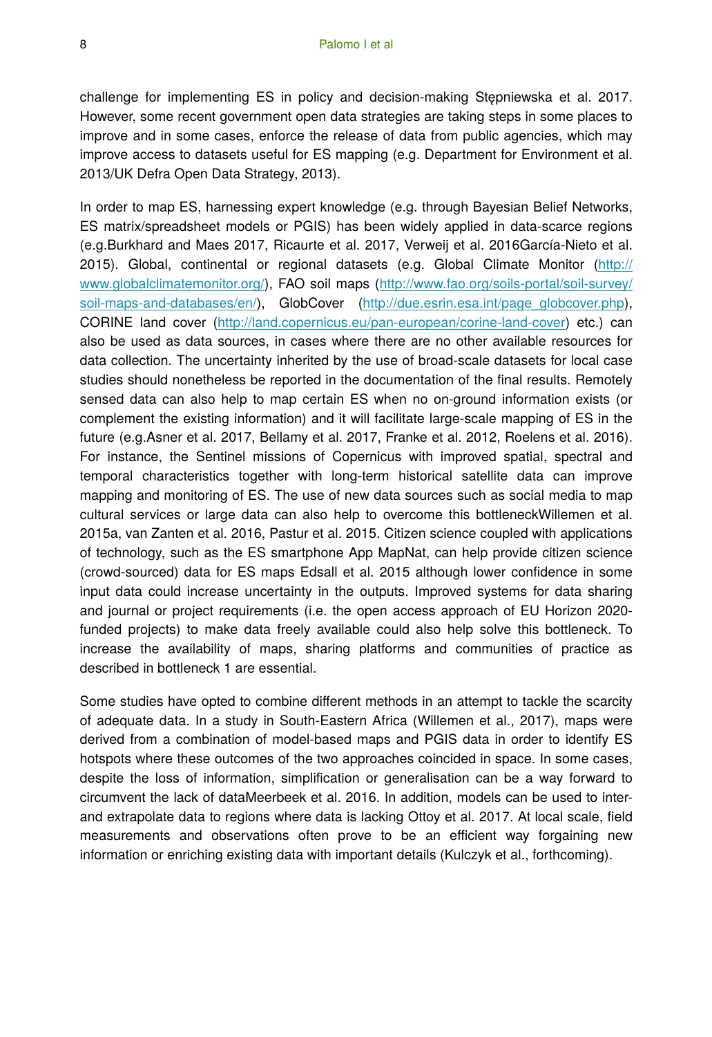challenge for implementing ES in policy and decision-making Stępniewska et al. 2017. However, some recent government open data strategies are taking steps in some places to improve and in some cases, enforce the release of data from public agencies, which may improve access to datasets useful for ES mapping (e.g. Department for Environment et al. 2013/UK Defra Open Data Strategy, 2013).

In order to map ES, harnessing expert knowledge (e.g. through Bayesian Belief Networks, ES matrix/spreadsheet models or PGIS) has been widely applied in data-scarce regions (e.g.Burkhard and Maes 2017, Ricaurte et al. 2017, Verweij et al. 2016García-Nieto et al. 2015). Global, continental or regional datasets (e.g. Global Climate Monitor (http://www.globalclimatemonitor.org/), FAO soil maps (http://www.fao.org/soils-portal/soil-survey/soil-maps-and-databases/en/), GlobCover (http://due.esrin.esa.int/page_globcover.php), CORINE land cover (http://land.copernicus.eu/pan-european/corine-land-cover) etc.) can also be used as data sources, in cases where there are no other available resources for data collection. The uncertainty inherited by the use of broad-scale datasets for local case studies should nonetheless be reported in the documentation of the final results. Remotely sensed data can also help to map certain ES when no on-ground information exists (or complement the existing information) and it will facilitate large-scale mapping of ES in the future (e.g.Asner et al. 2017, Bellamy et al. 2017, Franke et al. 2012, Roelens et al. 2016). For instance, the Sentinel missions of Copernicus with improved spatial, spectral and temporal characteristics together with long-term historical satellite data can improve mapping and monitoring of ES. The use of new data sources such as social media to map cultural services or large data can also help to overcome this bottleneckWillemen et al. 2015a, van Zanten et al. 2016, Pastur et al. 2015. Citizen science coupled with applications of technology, such as the ES smartphone App MapNat, can help provide citizen science (crowd-sourced) data for ES maps Edsall et al. 2015 although lower confidence in some input data could increase uncertainty in the outputs. Improved systems for data sharing and journal or project requirements (i.e. the open access approach of EU Horizon 2020-funded projects) to make data freely available could also help solve this bottleneck. To increase the availability of maps, sharing platforms and communities of practice as described in bottleneck 1 are essential.

Some studies have opted to combine different methods in an attempt to tackle the scarcity of adequate data. In a study in South-Eastern Africa (Willemen et al., 2017), maps were derived from a combination of model-based maps and PGIS data in order to identify ES hotspots where these outcomes of the two approaches coincided in space. In some cases, despite the loss of information, simplification or generalisation can be a way forward to circumvent the lack of dataMeerbeek et al. 2016. In addition, models can be used to inter- and extrapolate data to regions where data is lacking Ottoy et al. 2017. At local scale, field measurements and observations often prove to be an efficient way forgaining new information or enriching existing data with important details (Kulczyk et al., forthcoming).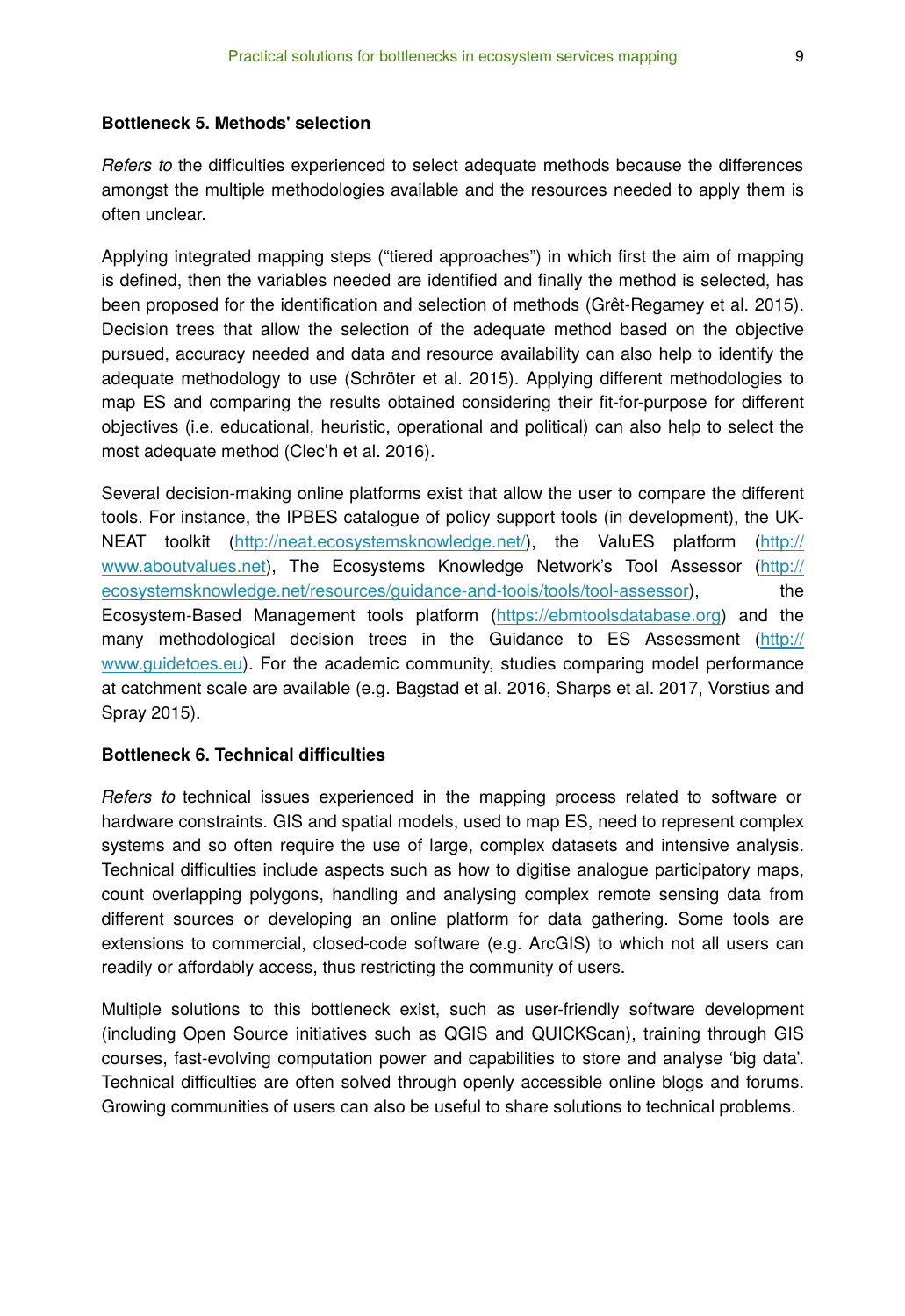### Bottleneck 5. Methods' selection

*Refers to* the difficulties experienced to select adequate methods because the differences amongst the multiple methodologies available and the resources needed to apply them is often unclear.

Applying integrated mapping steps ("tiered approaches") in which first the aim of mapping is defined, then the variables needed are identified and finally the method is selected, has been proposed for the identification and selection of methods (Grêt-Regamey et al. 2015). Decision trees that allow the selection of the adequate method based on the objective pursued, accuracy needed and data and resource availability can also help to identify the adequate methodology to use (Schröter et al. 2015). Applying different methodologies to map ES and comparing the results obtained considering their fit-for-purpose for different objectives (i.e. educational, heuristic, operational and political) can also help to select the most adequate method (Clec'h et al. 2016).

Several decision-making online platforms exist that allow the user to compare the different tools. For instance, the IPBES catalogue of policy support tools (in development), the UK-NEAT toolkit (http://neat.ecosystemsknowledge.net/), the ValuES platform (http://www.aboutvalues.net), The Ecosystems Knowledge Network's Tool Assessor (http://ecosystemsknowledge.net/resources/guidance-and-tools/tools/tool-assessor), the Ecosystem-Based Management tools platform (https://ebmtoolsdatabase.org) and the many methodological decision trees in the Guidance to ES Assessment (http://www.guidetoes.eu). For the academic community, studies comparing model performance at catchment scale are available (e.g. Bagstad et al. 2016, Sharps et al. 2017, Vorstius and Spray 2015).

### Bottleneck 6. Technical difficulties

*Refers to* technical issues experienced in the mapping process related to software or hardware constraints. GIS and spatial models, used to map ES, need to represent complex systems and so often require the use of large, complex datasets and intensive analysis. Technical difficulties include aspects such as how to digitise analogue participatory maps, count overlapping polygons, handling and analysing complex remote sensing data from different sources or developing an online platform for data gathering. Some tools are extensions to commercial, closed-code software (e.g. ArcGIS) to which not all users can readily or affordably access, thus restricting the community of users.

Multiple solutions to this bottleneck exist, such as user-friendly software development (including Open Source initiatives such as QGIS and QUICKScan), training through GIS courses, fast-evolving computation power and capabilities to store and analyse 'big data'. Technical difficulties are often solved through openly accessible online blogs and forums. Growing communities of users can also be useful to share solutions to technical problems.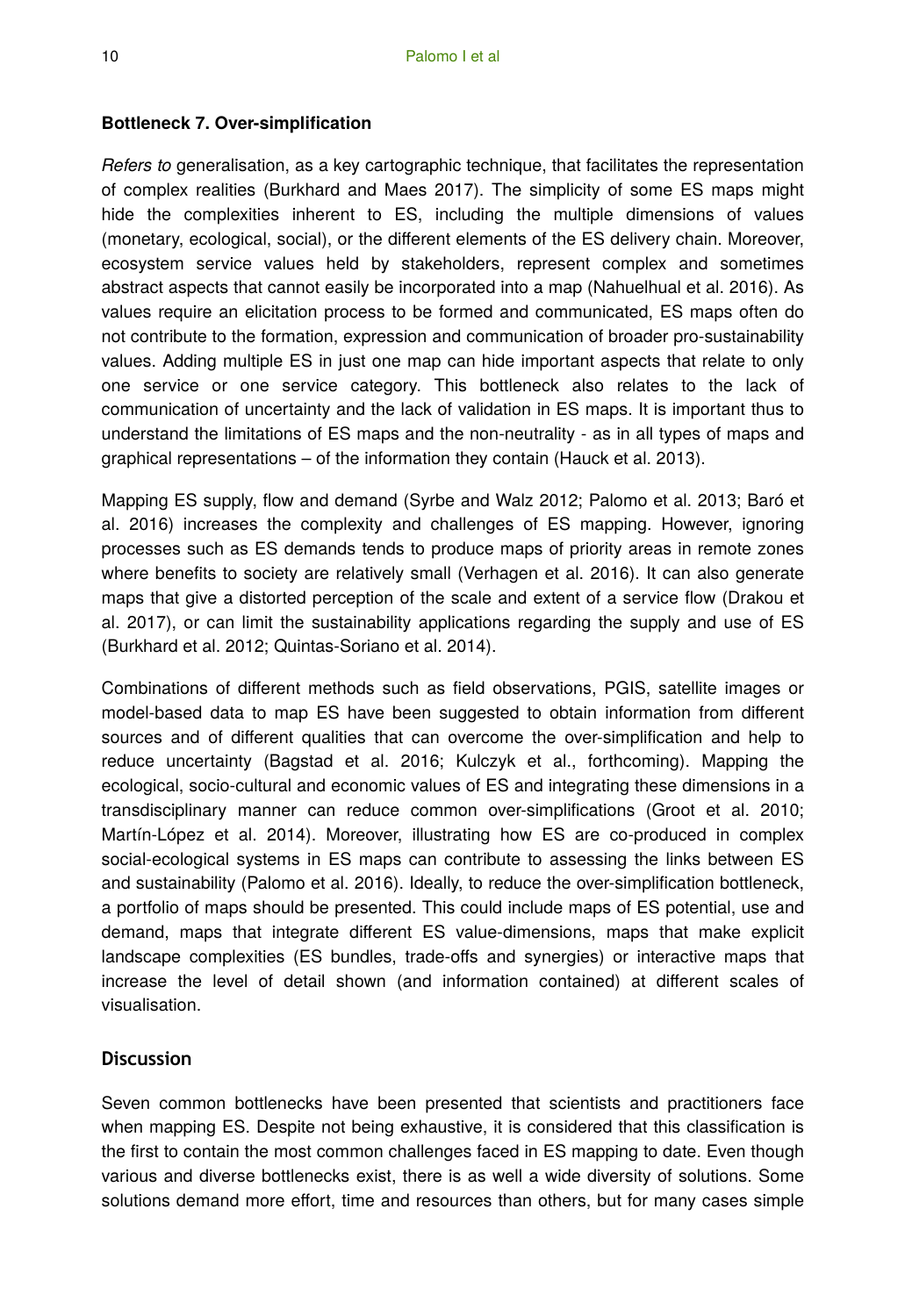### Bottleneck 7. Over-simplification

*Refers to* generalisation, as a key cartographic technique, that facilitates the representation of complex realities (Burkhard and Maes 2017). The simplicity of some ES maps might hide the complexities inherent to ES, including the multiple dimensions of values (monetary, ecological, social), or the different elements of the ES delivery chain. Moreover, ecosystem service values held by stakeholders, represent complex and sometimes abstract aspects that cannot easily be incorporated into a map (Nahuelhual et al. 2016). As values require an elicitation process to be formed and communicated, ES maps often do not contribute to the formation, expression and communication of broader pro-sustainability values. Adding multiple ES in just one map can hide important aspects that relate to only one service or one service category. This bottleneck also relates to the lack of communication of uncertainty and the lack of validation in ES maps. It is important thus to understand the limitations of ES maps and the non-neutrality - as in all types of maps and graphical representations – of the information they contain (Hauck et al. 2013).

Mapping ES supply, flow and demand (Syrbe and Walz 2012; Palomo et al. 2013; Baró et al. 2016) increases the complexity and challenges of ES mapping. However, ignoring processes such as ES demands tends to produce maps of priority areas in remote zones where benefits to society are relatively small (Verhagen et al. 2016). It can also generate maps that give a distorted perception of the scale and extent of a service flow (Drakou et al. 2017), or can limit the sustainability applications regarding the supply and use of ES (Burkhard et al. 2012; Quintas-Soriano et al. 2014).

Combinations of different methods such as field observations, PGIS, satellite images or model-based data to map ES have been suggested to obtain information from different sources and of different qualities that can overcome the over-simplification and help to reduce uncertainty (Bagstad et al. 2016; Kulczyk et al., forthcoming). Mapping the ecological, socio-cultural and economic values of ES and integrating these dimensions in a transdisciplinary manner can reduce common over-simplifications (Groot et al. 2010; Martín-López et al. 2014). Moreover, illustrating how ES are co-produced in complex social-ecological systems in ES maps can contribute to assessing the links between ES and sustainability (Palomo et al. 2016). Ideally, to reduce the over-simplification bottleneck, a portfolio of maps should be presented. This could include maps of ES potential, use and demand, maps that integrate different ES value-dimensions, maps that make explicit landscape complexities (ES bundles, trade-offs and synergies) or interactive maps that increase the level of detail shown (and information contained) at different scales of visualisation.

## Discussion

Seven common bottlenecks have been presented that scientists and practitioners face when mapping ES. Despite not being exhaustive, it is considered that this classification is the first to contain the most common challenges faced in ES mapping to date. Even though various and diverse bottlenecks exist, there is as well a wide diversity of solutions. Some solutions demand more effort, time and resources than others, but for many cases simple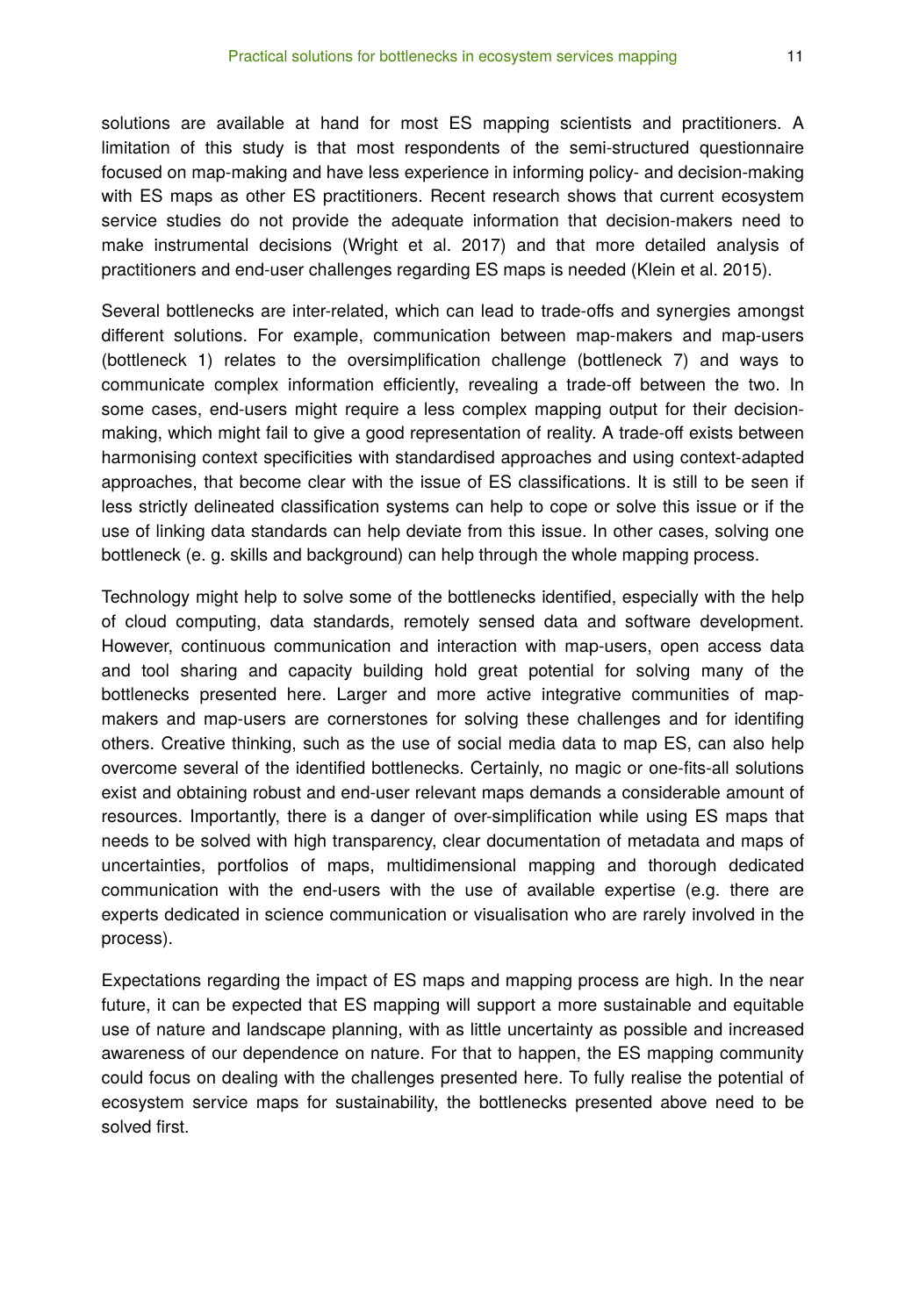solutions are available at hand for most ES mapping scientists and practitioners. A limitation of this study is that most respondents of the semi-structured questionnaire focused on map-making and have less experience in informing policy- and decision-making with ES maps as other ES practitioners. Recent research shows that current ecosystem service studies do not provide the adequate information that decision-makers need to make instrumental decisions (Wright et al. 2017) and that more detailed analysis of practitioners and end-user challenges regarding ES maps is needed (Klein et al. 2015).

Several bottlenecks are inter-related, which can lead to trade-offs and synergies amongst different solutions. For example, communication between map-makers and map-users (bottleneck 1) relates to the oversimplification challenge (bottleneck 7) and ways to communicate complex information efficiently, revealing a trade-off between the two. In some cases, end-users might require a less complex mapping output for their decision-making, which might fail to give a good representation of reality. A trade-off exists between harmonising context specificities with standardised approaches and using context-adapted approaches, that become clear with the issue of ES classifications. It is still to be seen if less strictly delineated classification systems can help to cope or solve this issue or if the use of linking data standards can help deviate from this issue. In other cases, solving one bottleneck (e. g. skills and background) can help through the whole mapping process.

Technology might help to solve some of the bottlenecks identified, especially with the help of cloud computing, data standards, remotely sensed data and software development. However, continuous communication and interaction with map-users, open access data and tool sharing and capacity building hold great potential for solving many of the bottlenecks presented here. Larger and more active integrative communities of map-makers and map-users are cornerstones for solving these challenges and for identifing others. Creative thinking, such as the use of social media data to map ES, can also help overcome several of the identified bottlenecks. Certainly, no magic or one-fits-all solutions exist and obtaining robust and end-user relevant maps demands a considerable amount of resources. Importantly, there is a danger of over-simplification while using ES maps that needs to be solved with high transparency, clear documentation of metadata and maps of uncertainties, portfolios of maps, multidimensional mapping and thorough dedicated communication with the end-users with the use of available expertise (e.g. there are experts dedicated in science communication or visualisation who are rarely involved in the process).

Expectations regarding the impact of ES maps and mapping process are high. In the near future, it can be expected that ES mapping will support a more sustainable and equitable use of nature and landscape planning, with as little uncertainty as possible and increased awareness of our dependence on nature. For that to happen, the ES mapping community could focus on dealing with the challenges presented here. To fully realise the potential of ecosystem service maps for sustainability, the bottlenecks presented above need to be solved first.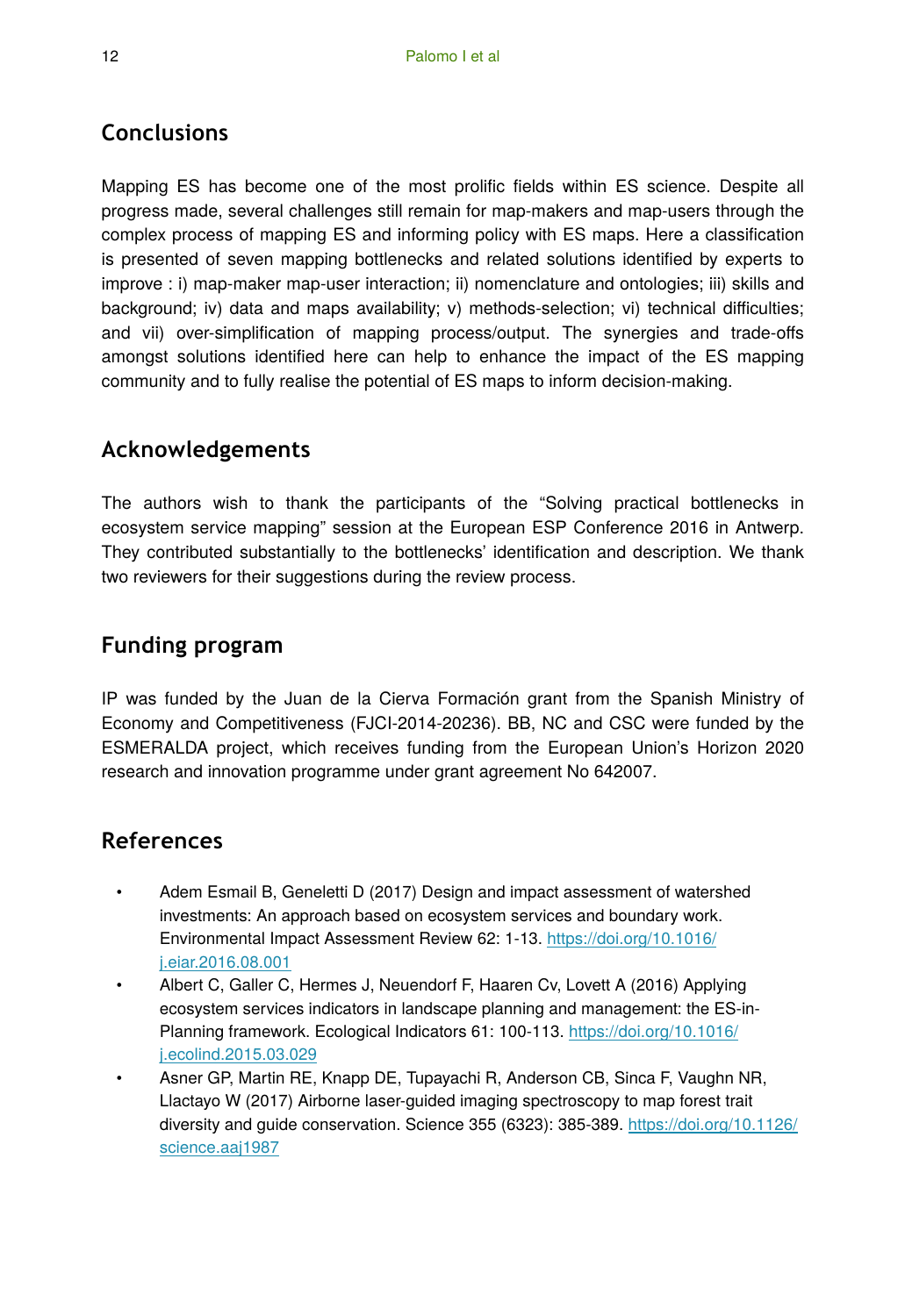## Conclusions

Mapping ES has become one of the most prolific fields within ES science. Despite all progress made, several challenges still remain for map-makers and map-users through the complex process of mapping ES and informing policy with ES maps. Here a classification is presented of seven mapping bottlenecks and related solutions identified by experts to improve : i) map-maker map-user interaction; ii) nomenclature and ontologies; iii) skills and background; iv) data and maps availability; v) methods-selection; vi) technical difficulties; and vii) over-simplification of mapping process/output. The synergies and trade-offs amongst solutions identified here can help to enhance the impact of the ES mapping community and to fully realise the potential of ES maps to inform decision-making.

## Acknowledgements

The authors wish to thank the participants of the "Solving practical bottlenecks in ecosystem service mapping" session at the European ESP Conference 2016 in Antwerp. They contributed substantially to the bottlenecks' identification and description. We thank two reviewers for their suggestions during the review process.

## Funding program

IP was funded by the Juan de la Cierva Formación grant from the Spanish Ministry of Economy and Competitiveness (FJCI-2014-20236). BB, NC and CSC were funded by the ESMERALDA project, which receives funding from the European Union's Horizon 2020 research and innovation programme under grant agreement No 642007.

## References

- Adem Esmail B, Geneletti D (2017) Design and impact assessment of watershed investments: An approach based on ecosystem services and boundary work. Environmental Impact Assessment Review 62: 1-13. https://doi.org/10.1016/j.eiar.2016.08.001
- Albert C, Galler C, Hermes J, Neuendorf F, Haaren Cv, Lovett A (2016) Applying ecosystem services indicators in landscape planning and management: the ES-in-Planning framework. Ecological Indicators 61: 100-113. https://doi.org/10.1016/j.ecolind.2015.03.029
- Asner GP, Martin RE, Knapp DE, Tupayachi R, Anderson CB, Sinca F, Vaughn NR, Llactayo W (2017) Airborne laser-guided imaging spectroscopy to map forest trait diversity and guide conservation. Science 355 (6323): 385-389. https://doi.org/10.1126/science.aaj1987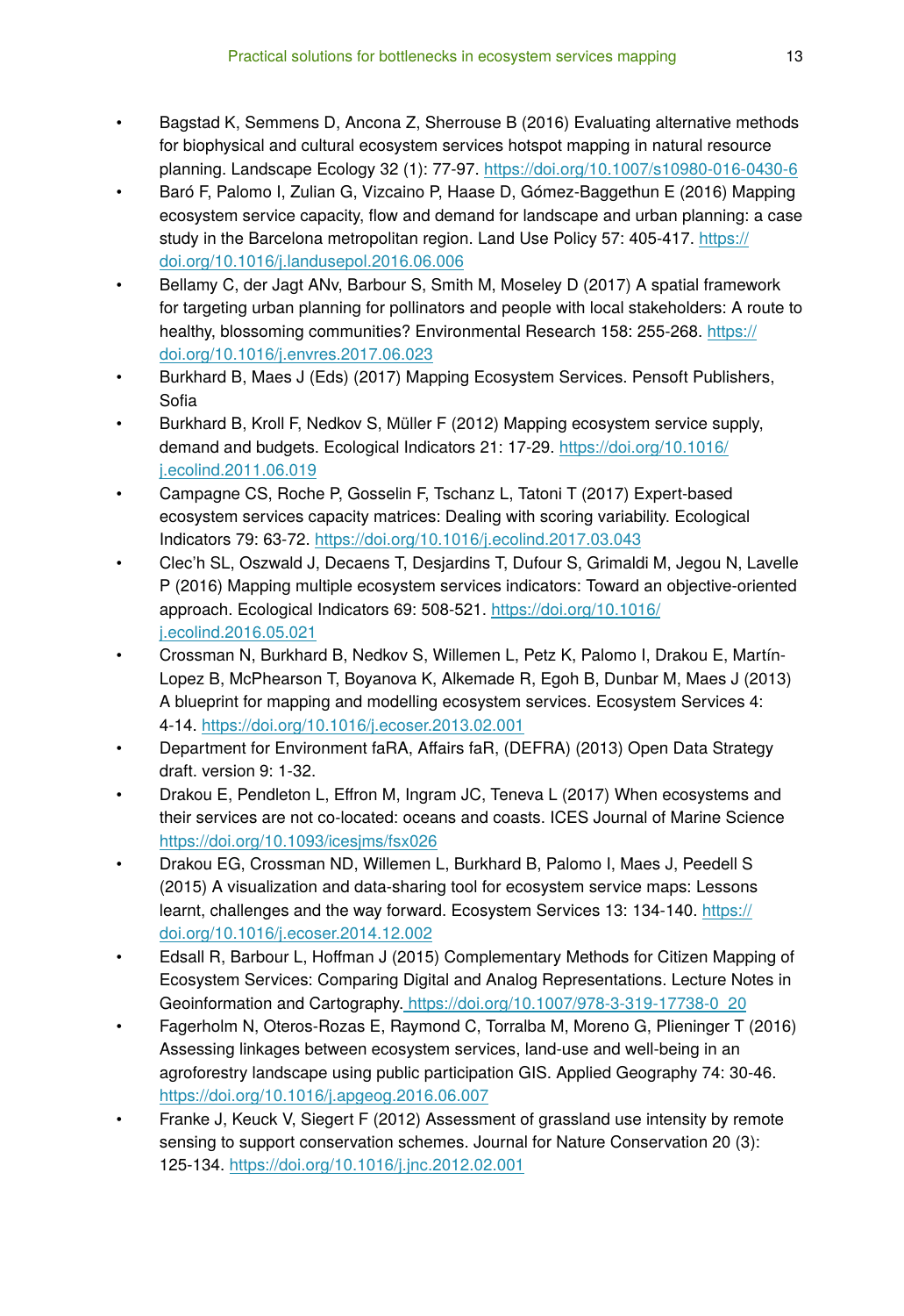- Bagstad K, Semmens D, Ancona Z, Sherrouse B (2016) Evaluating alternative methods for biophysical and cultural ecosystem services hotspot mapping in natural resource planning. Landscape Ecology 32 (1): 77-97. https://doi.org/10.1007/s10980-016-0430-6
- Baró F, Palomo I, Zulian G, Vizcaino P, Haase D, Gómez-Baggethun E (2016) Mapping ecosystem service capacity, flow and demand for landscape and urban planning: a case study in the Barcelona metropolitan region. Land Use Policy 57: 405-417. https://doi.org/10.1016/j.landusepol.2016.06.006
- Bellamy C, der Jagt ANv, Barbour S, Smith M, Moseley D (2017) A spatial framework for targeting urban planning for pollinators and people with local stakeholders: A route to healthy, blossoming communities? Environmental Research 158: 255-268. https://doi.org/10.1016/j.envres.2017.06.023
- Burkhard B, Maes J (Eds) (2017) Mapping Ecosystem Services. Pensoft Publishers, Sofia
- Burkhard B, Kroll F, Nedkov S, Müller F (2012) Mapping ecosystem service supply, demand and budgets. Ecological Indicators 21: 17-29. https://doi.org/10.1016/j.ecolind.2011.06.019
- Campagne CS, Roche P, Gosselin F, Tschanz L, Tatoni T (2017) Expert-based ecosystem services capacity matrices: Dealing with scoring variability. Ecological Indicators 79: 63-72. https://doi.org/10.1016/j.ecolind.2017.03.043
- Clec'h SL, Oszwald J, Decaens T, Desjardins T, Dufour S, Grimaldi M, Jegou N, Lavelle P (2016) Mapping multiple ecosystem services indicators: Toward an objective-oriented approach. Ecological Indicators 69: 508-521. https://doi.org/10.1016/j.ecolind.2016.05.021
- Crossman N, Burkhard B, Nedkov S, Willemen L, Petz K, Palomo I, Drakou E, Martín-Lopez B, McPhearson T, Boyanova K, Alkemade R, Egoh B, Dunbar M, Maes J (2013) A blueprint for mapping and modelling ecosystem services. Ecosystem Services 4: 4-14. https://doi.org/10.1016/j.ecoser.2013.02.001
- Department for Environment faRA, Affairs faR, (DEFRA) (2013) Open Data Strategy draft. version 9: 1-32.
- Drakou E, Pendleton L, Effron M, Ingram JC, Teneva L (2017) When ecosystems and their services are not co-located: oceans and coasts. ICES Journal of Marine Science https://doi.org/10.1093/icesjms/fsx026
- Drakou EG, Crossman ND, Willemen L, Burkhard B, Palomo I, Maes J, Peedell S (2015) A visualization and data-sharing tool for ecosystem service maps: Lessons learnt, challenges and the way forward. Ecosystem Services 13: 134-140. https://doi.org/10.1016/j.ecoser.2014.12.002
- Edsall R, Barbour L, Hoffman J (2015) Complementary Methods for Citizen Mapping of Ecosystem Services: Comparing Digital and Analog Representations. Lecture Notes in Geoinformation and Cartography. https://doi.org/10.1007/978-3-319-17738-0_20
- Fagerholm N, Oteros-Rozas E, Raymond C, Torralba M, Moreno G, Plieninger T (2016) Assessing linkages between ecosystem services, land-use and well-being in an agroforestry landscape using public participation GIS. Applied Geography 74: 30-46. https://doi.org/10.1016/j.apgeog.2016.06.007
- Franke J, Keuck V, Siegert F (2012) Assessment of grassland use intensity by remote sensing to support conservation schemes. Journal for Nature Conservation 20 (3): 125-134. https://doi.org/10.1016/j.jnc.2012.02.001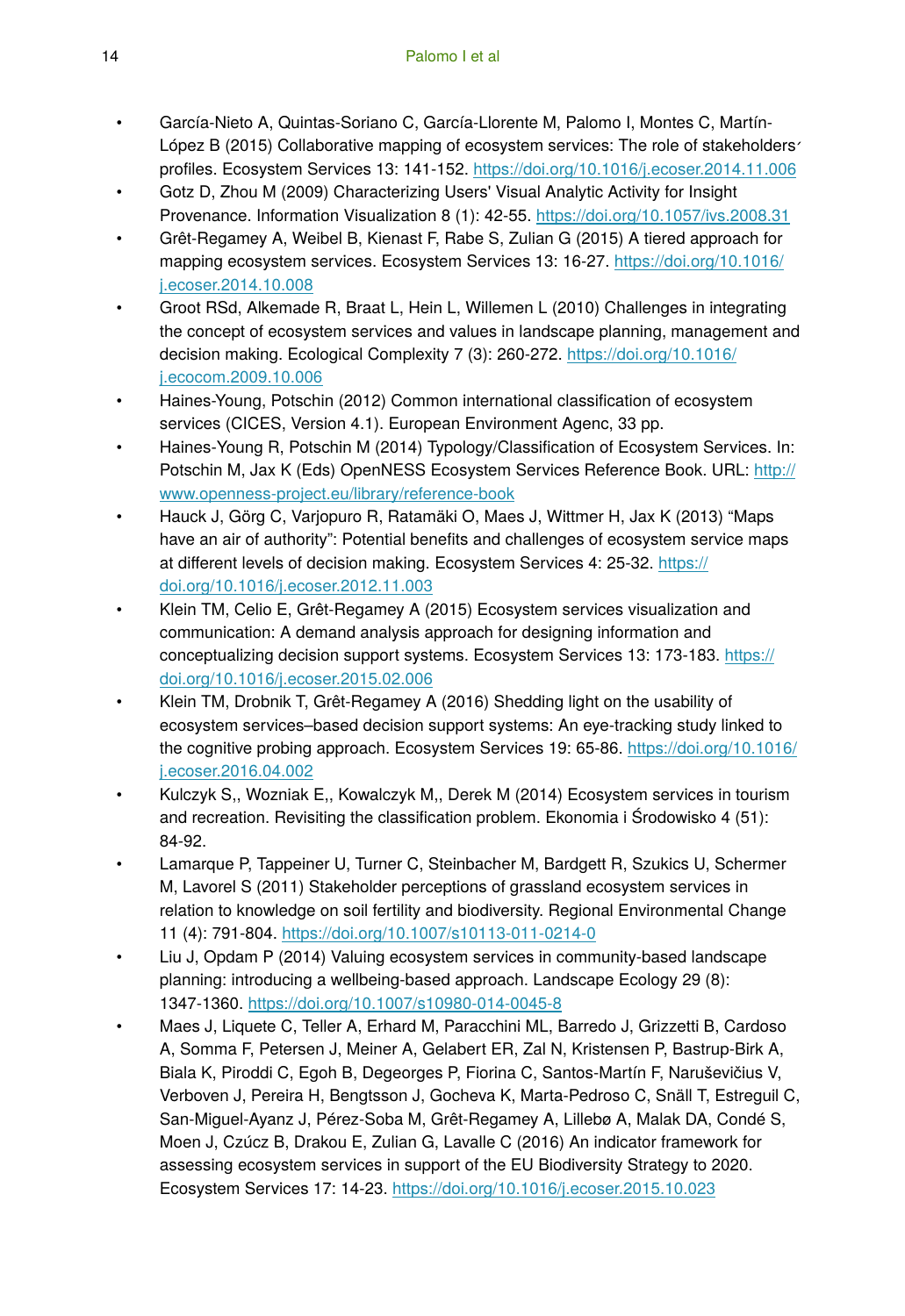- García-Nieto A, Quintas-Soriano C, García-Llorente M, Palomo I, Montes C, Martín-López B (2015) Collaborative mapping of ecosystem services: The role of stakeholders´ profiles. Ecosystem Services 13: 141-152. https://doi.org/10.1016/j.ecoser.2014.11.006
- Gotz D, Zhou M (2009) Characterizing Users' Visual Analytic Activity for Insight Provenance. Information Visualization 8 (1): 42-55. https://doi.org/10.1057/ivs.2008.31
- Grêt-Regamey A, Weibel B, Kienast F, Rabe S, Zulian G (2015) A tiered approach for mapping ecosystem services. Ecosystem Services 13: 16-27. https://doi.org/10.1016/j.ecoser.2014.10.008
- Groot RSd, Alkemade R, Braat L, Hein L, Willemen L (2010) Challenges in integrating the concept of ecosystem services and values in landscape planning, management and decision making. Ecological Complexity 7 (3): 260-272. https://doi.org/10.1016/j.ecocom.2009.10.006
- Haines-Young, Potschin (2012) Common international classification of ecosystem services (CICES, Version 4.1). European Environment Agenc, 33 pp.
- Haines-Young R, Potschin M (2014) Typology/Classification of Ecosystem Services. In: Potschin M, Jax K (Eds) OpenNESS Ecosystem Services Reference Book. URL: http://www.openness-project.eu/library/reference-book
- Hauck J, Görg C, Varjopuro R, Ratamäki O, Maes J, Wittmer H, Jax K (2013) "Maps have an air of authority": Potential benefits and challenges of ecosystem service maps at different levels of decision making. Ecosystem Services 4: 25-32. https://doi.org/10.1016/j.ecoser.2012.11.003
- Klein TM, Celio E, Grêt-Regamey A (2015) Ecosystem services visualization and communication: A demand analysis approach for designing information and conceptualizing decision support systems. Ecosystem Services 13: 173-183. https://doi.org/10.1016/j.ecoser.2015.02.006
- Klein TM, Drobnik T, Grêt-Regamey A (2016) Shedding light on the usability of ecosystem services–based decision support systems: An eye-tracking study linked to the cognitive probing approach. Ecosystem Services 19: 65-86. https://doi.org/10.1016/j.ecoser.2016.04.002
- Kulczyk S,, Wozniak E,, Kowalczyk M,, Derek M (2014) Ecosystem services in tourism and recreation. Revisiting the classification problem. Ekonomia i Środowisko 4 (51): 84-92.
- Lamarque P, Tappeiner U, Turner C, Steinbacher M, Bardgett R, Szukics U, Schermer M, Lavorel S (2011) Stakeholder perceptions of grassland ecosystem services in relation to knowledge on soil fertility and biodiversity. Regional Environmental Change 11 (4): 791-804. https://doi.org/10.1007/s10113-011-0214-0
- Liu J, Opdam P (2014) Valuing ecosystem services in community-based landscape planning: introducing a wellbeing-based approach. Landscape Ecology 29 (8): 1347-1360. https://doi.org/10.1007/s10980-014-0045-8
- Maes J, Liquete C, Teller A, Erhard M, Paracchini ML, Barredo J, Grizzetti B, Cardoso A, Somma F, Petersen J, Meiner A, Gelabert ER, Zal N, Kristensen P, Bastrup-Birk A, Biala K, Piroddi C, Egoh B, Degeorges P, Fiorina C, Santos-Martín F, Naruševičius V, Verboven J, Pereira H, Bengtsson J, Gocheva K, Marta-Pedroso C, Snäll T, Estreguil C, San-Miguel-Ayanz J, Pérez-Soba M, Grêt-Regamey A, Lillebø A, Malak DA, Condé S, Moen J, Czúcz B, Drakou E, Zulian G, Lavalle C (2016) An indicator framework for assessing ecosystem services in support of the EU Biodiversity Strategy to 2020. Ecosystem Services 17: 14-23. https://doi.org/10.1016/j.ecoser.2015.10.023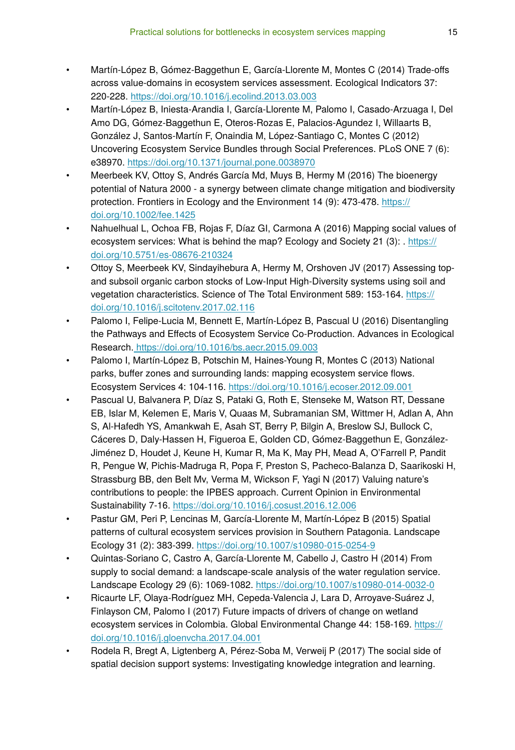- Martín-López B, Gómez-Baggethun E, García-Llorente M, Montes C (2014) Trade-offs across value-domains in ecosystem services assessment. Ecological Indicators 37: 220-228. https://doi.org/10.1016/j.ecolind.2013.03.003
- Martín-López B, Iniesta-Arandia I, García-Llorente M, Palomo I, Casado-Arzuaga I, Del Amo DG, Gómez-Baggethun E, Oteros-Rozas E, Palacios-Agundez I, Willaarts B, González J, Santos-Martín F, Onaindia M, López-Santiago C, Montes C (2012) Uncovering Ecosystem Service Bundles through Social Preferences. PLoS ONE 7 (6): e38970. https://doi.org/10.1371/journal.pone.0038970
- Meerbeek KV, Ottoy S, Andrés García Md, Muys B, Hermy M (2016) The bioenergy potential of Natura 2000 - a synergy between climate change mitigation and biodiversity protection. Frontiers in Ecology and the Environment 14 (9): 473-478. https://doi.org/10.1002/fee.1425
- Nahuelhual L, Ochoa FB, Rojas F, Díaz GI, Carmona A (2016) Mapping social values of ecosystem services: What is behind the map? Ecology and Society 21 (3): . https://doi.org/10.5751/es-08676-210324
- Ottoy S, Meerbeek KV, Sindayihebura A, Hermy M, Orshoven JV (2017) Assessing top- and subsoil organic carbon stocks of Low-Input High-Diversity systems using soil and vegetation characteristics. Science of The Total Environment 589: 153-164. https://doi.org/10.1016/j.scitotenv.2017.02.116
- Palomo I, Felipe-Lucia M, Bennett E, Martín-López B, Pascual U (2016) Disentangling the Pathways and Effects of Ecosystem Service Co-Production. Advances in Ecological Research. https://doi.org/10.1016/bs.aecr.2015.09.003
- Palomo I, Martín-López B, Potschin M, Haines-Young R, Montes C (2013) National parks, buffer zones and surrounding lands: mapping ecosystem service flows. Ecosystem Services 4: 104-116. https://doi.org/10.1016/j.ecoser.2012.09.001
- Pascual U, Balvanera P, Díaz S, Pataki G, Roth E, Stenseke M, Watson RT, Dessane EB, Islar M, Kelemen E, Maris V, Quaas M, Subramanian SM, Wittmer H, Adlan A, Ahn S, Al-Hafedh YS, Amankwah E, Asah ST, Berry P, Bilgin A, Breslow SJ, Bullock C, Cáceres D, Daly-Hassen H, Figueroa E, Golden CD, Gómez-Baggethun E, González-Jiménez D, Houdet J, Keune H, Kumar R, Ma K, May PH, Mead A, O'Farrell P, Pandit R, Pengue W, Pichis-Madruga R, Popa F, Preston S, Pacheco-Balanza D, Saarikoski H, Strassburg BB, den Belt Mv, Verma M, Wickson F, Yagi N (2017) Valuing nature's contributions to people: the IPBES approach. Current Opinion in Environmental Sustainability 7-16. https://doi.org/10.1016/j.cosust.2016.12.006
- Pastur GM, Peri P, Lencinas M, García-Llorente M, Martín-López B (2015) Spatial patterns of cultural ecosystem services provision in Southern Patagonia. Landscape Ecology 31 (2): 383-399. https://doi.org/10.1007/s10980-015-0254-9
- Quintas-Soriano C, Castro A, García-Llorente M, Cabello J, Castro H (2014) From supply to social demand: a landscape-scale analysis of the water regulation service. Landscape Ecology 29 (6): 1069-1082. https://doi.org/10.1007/s10980-014-0032-0
- Ricaurte LF, Olaya-Rodríguez MH, Cepeda-Valencia J, Lara D, Arroyave-Suárez J, Finlayson CM, Palomo I (2017) Future impacts of drivers of change on wetland ecosystem services in Colombia. Global Environmental Change 44: 158-169. https://doi.org/10.1016/j.gloenvcha.2017.04.001
- Rodela R, Bregt A, Ligtenberg A, Pérez-Soba M, Verweij P (2017) The social side of spatial decision support systems: Investigating knowledge integration and learning.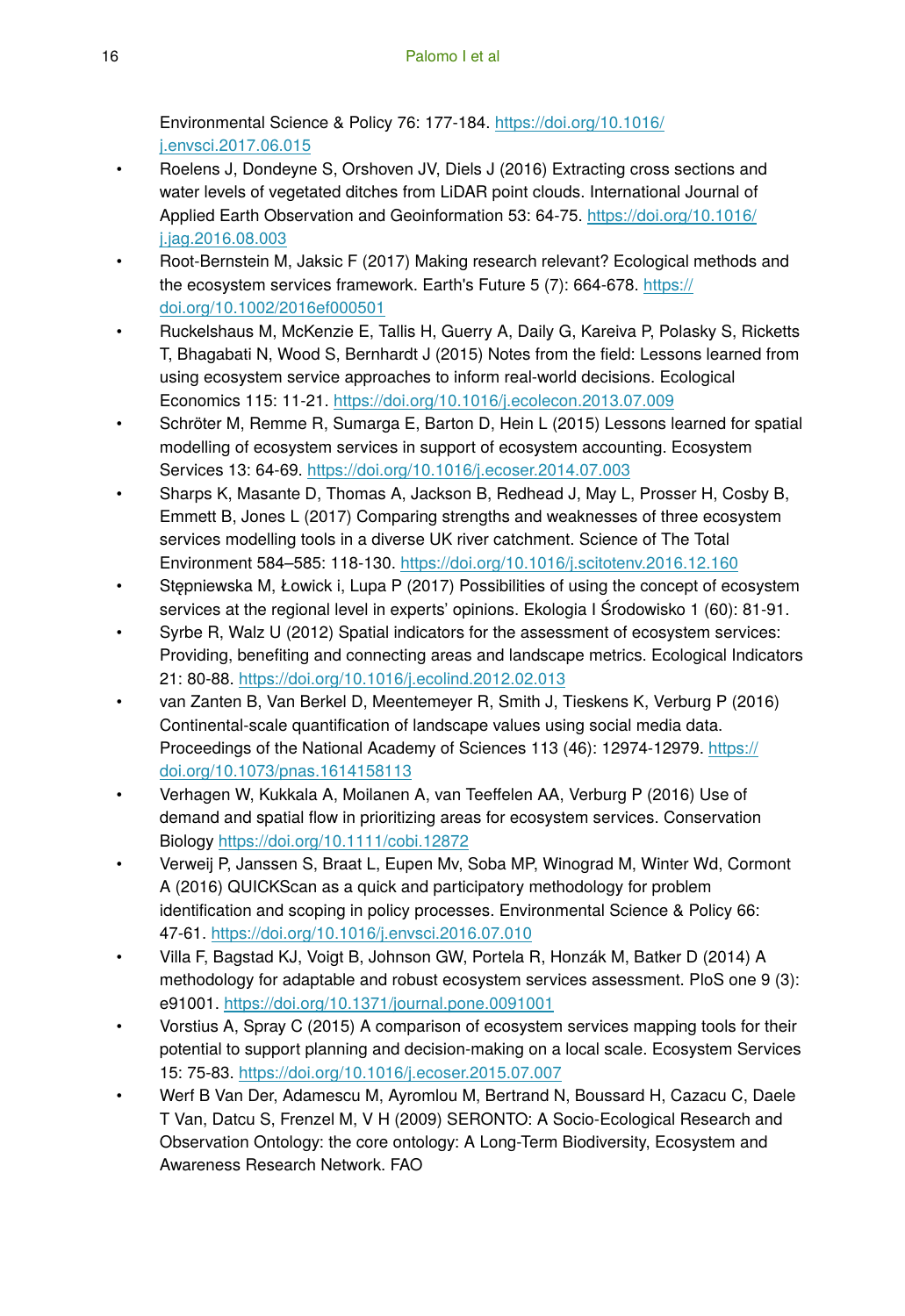Environmental Science & Policy 76: 177-184. https://doi.org/10.1016/j.envsci.2017.06.015

- Roelens J, Dondeyne S, Orshoven JV, Diels J (2016) Extracting cross sections and water levels of vegetated ditches from LiDAR point clouds. International Journal of Applied Earth Observation and Geoinformation 53: 64-75. https://doi.org/10.1016/j.jag.2016.08.003
- Root-Bernstein M, Jaksic F (2017) Making research relevant? Ecological methods and the ecosystem services framework. Earth's Future 5 (7): 664-678. https://doi.org/10.1002/2016ef000501
- Ruckelshaus M, McKenzie E, Tallis H, Guerry A, Daily G, Kareiva P, Polasky S, Ricketts T, Bhagabati N, Wood S, Bernhardt J (2015) Notes from the field: Lessons learned from using ecosystem service approaches to inform real-world decisions. Ecological Economics 115: 11-21. https://doi.org/10.1016/j.ecolecon.2013.07.009
- Schröter M, Remme R, Sumarga E, Barton D, Hein L (2015) Lessons learned for spatial modelling of ecosystem services in support of ecosystem accounting. Ecosystem Services 13: 64-69. https://doi.org/10.1016/j.ecoser.2014.07.003
- Sharps K, Masante D, Thomas A, Jackson B, Redhead J, May L, Prosser H, Cosby B, Emmett B, Jones L (2017) Comparing strengths and weaknesses of three ecosystem services modelling tools in a diverse UK river catchment. Science of The Total Environment 584–585: 118-130. https://doi.org/10.1016/j.scitotenv.2016.12.160
- Stępniewska M, Łowick i, Lupa P (2017) Possibilities of using the concept of ecosystem services at the regional level in experts' opinions. Ekologia I Środowisko 1 (60): 81-91.
- Syrbe R, Walz U (2012) Spatial indicators for the assessment of ecosystem services: Providing, benefiting and connecting areas and landscape metrics. Ecological Indicators 21: 80-88. https://doi.org/10.1016/j.ecolind.2012.02.013
- van Zanten B, Van Berkel D, Meentemeyer R, Smith J, Tieskens K, Verburg P (2016) Continental-scale quantification of landscape values using social media data. Proceedings of the National Academy of Sciences 113 (46): 12974-12979. https://doi.org/10.1073/pnas.1614158113
- Verhagen W, Kukkala A, Moilanen A, van Teeffelen AA, Verburg P (2016) Use of demand and spatial flow in prioritizing areas for ecosystem services. Conservation Biology https://doi.org/10.1111/cobi.12872
- Verweij P, Janssen S, Braat L, Eupen Mv, Soba MP, Winograd M, Winter Wd, Cormont A (2016) QUICKScan as a quick and participatory methodology for problem identification and scoping in policy processes. Environmental Science & Policy 66: 47-61. https://doi.org/10.1016/j.envsci.2016.07.010
- Villa F, Bagstad KJ, Voigt B, Johnson GW, Portela R, Honzák M, Batker D (2014) A methodology for adaptable and robust ecosystem services assessment. PloS one 9 (3): e91001. https://doi.org/10.1371/journal.pone.0091001
- Vorstius A, Spray C (2015) A comparison of ecosystem services mapping tools for their potential to support planning and decision-making on a local scale. Ecosystem Services 15: 75-83. https://doi.org/10.1016/j.ecoser.2015.07.007
- Werf B Van Der, Adamescu M, Ayromlou M, Bertrand N, Boussard H, Cazacu C, Daele T Van, Datcu S, Frenzel M, V H (2009) SERONTO: A Socio-Ecological Research and Observation Ontology: the core ontology: A Long-Term Biodiversity, Ecosystem and Awareness Research Network. FAO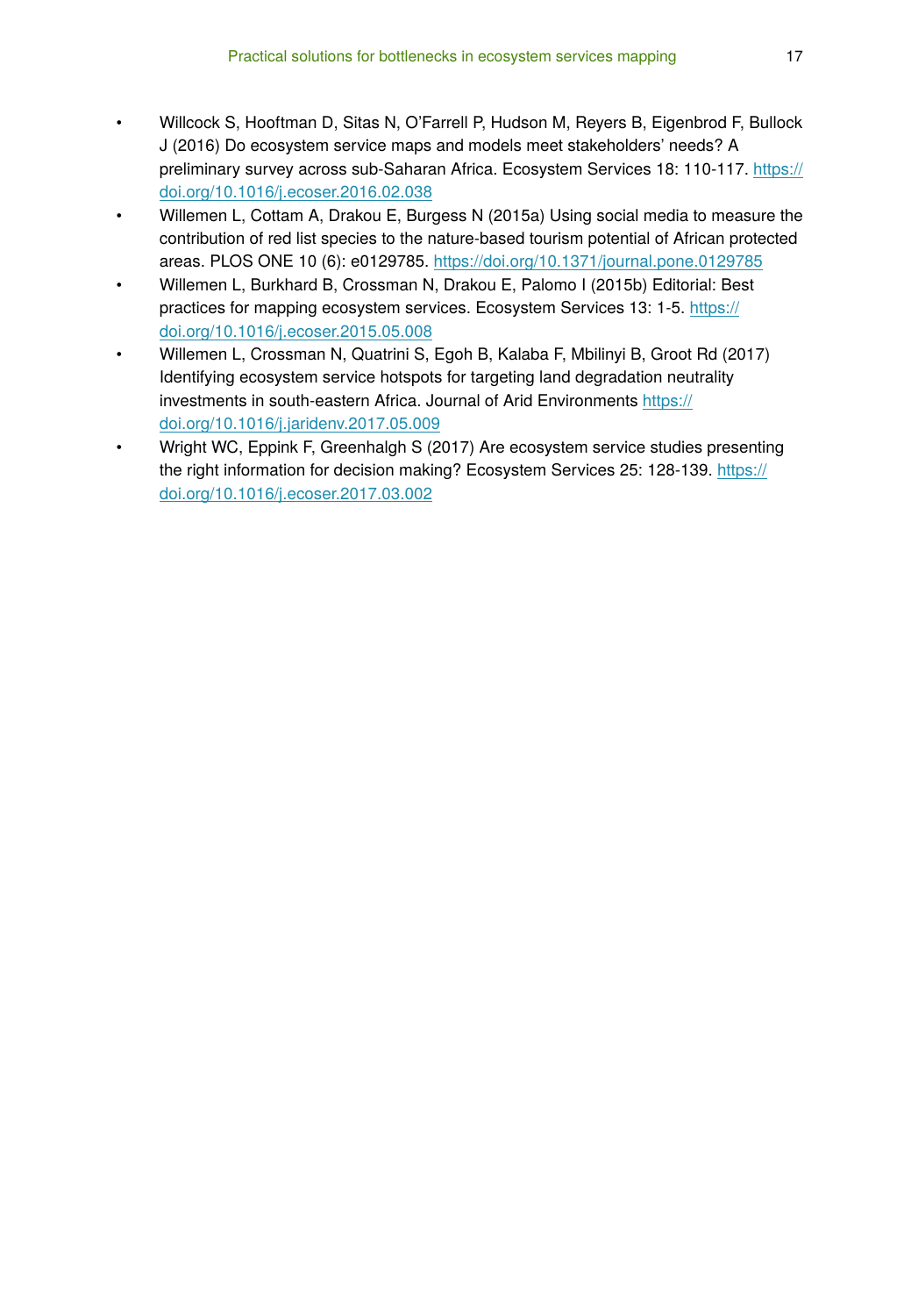- Willcock S, Hooftman D, Sitas N, O'Farrell P, Hudson M, Reyers B, Eigenbrod F, Bullock J (2016) Do ecosystem service maps and models meet stakeholders' needs? A preliminary survey across sub-Saharan Africa. Ecosystem Services 18: 110-117. https://doi.org/10.1016/j.ecoser.2016.02.038
- Willemen L, Cottam A, Drakou E, Burgess N (2015a) Using social media to measure the contribution of red list species to the nature-based tourism potential of African protected areas. PLOS ONE 10 (6): e0129785. https://doi.org/10.1371/journal.pone.0129785
- Willemen L, Burkhard B, Crossman N, Drakou E, Palomo I (2015b) Editorial: Best practices for mapping ecosystem services. Ecosystem Services 13: 1-5. https://doi.org/10.1016/j.ecoser.2015.05.008
- Willemen L, Crossman N, Quatrini S, Egoh B, Kalaba F, Mbilinyi B, Groot Rd (2017) Identifying ecosystem service hotspots for targeting land degradation neutrality investments in south-eastern Africa. Journal of Arid Environments https://doi.org/10.1016/j.jaridenv.2017.05.009
- Wright WC, Eppink F, Greenhalgh S (2017) Are ecosystem service studies presenting the right information for decision making? Ecosystem Services 25: 128-139. https://doi.org/10.1016/j.ecoser.2017.03.002